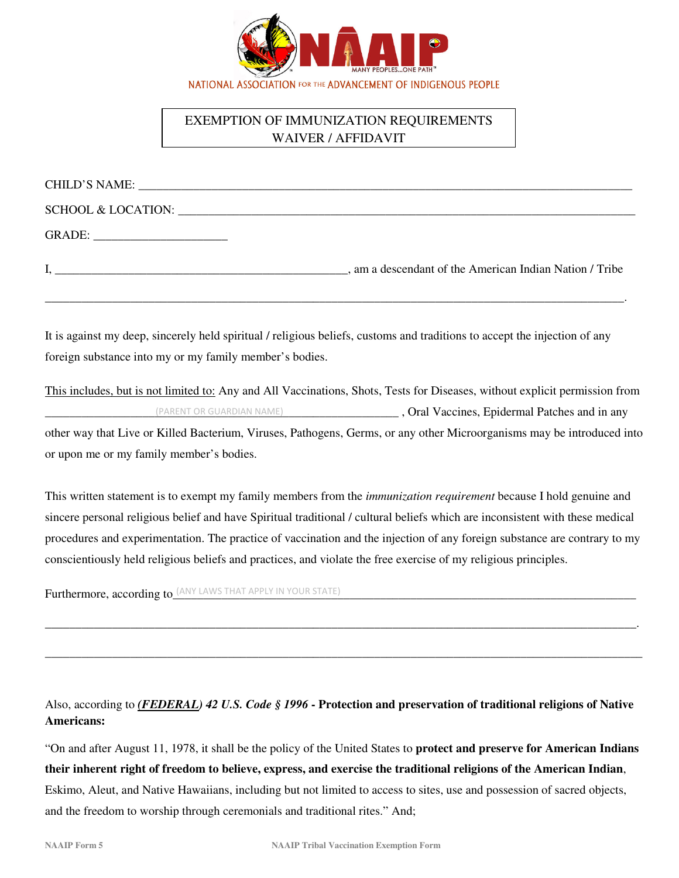NAAIP

MANY PEOPLES...ONE PATH™

NATIONAL ASSOCIATION FOR THE ADVANCEMENT OF INDIGENOUS PEOPLE

# EXEMPTION OF IMMUNIZATION REQUIREMENTS WAIVER / AFFIDAVIT

CHILD'S NAME: ______________________________________________________________________________

SCHOOL & LOCATION: _________________________________________________________________________

GRADE: _____________________

I, _______________________________________________, am a descendant of the American Indian Nation / Tribe

_____________________________________________________________________________________________.

It is against my deep, sincerely held spiritual / religious beliefs, customs and traditions to accept the injection of any foreign substance into my or my family member's bodies.

<u>This includes, but is not limited to:</u> Any and All Vaccinations, Shots, Tests for Diseases, without explicit permission from ________________(PARENT OR GUARDIAN NAME)__________________ , Oral Vaccines, Epidermal Patches and in any other way that Live or Killed Bacterium, Viruses, Pathogens, Germs, or any other Microorganisms may be introduced into or upon me or my family member's bodies.

This written statement is to exempt my family members from the *immunization requirement* because I hold genuine and sincere personal religious belief and have Spiritual traditional / cultural beliefs which are inconsistent with these medical procedures and experimentation. The practice of vaccination and the injection of any foreign substance are contrary to my conscientiously held religious beliefs and practices, and violate the free exercise of my religious principles.

Furthermore, according to (ANY LAWS THAT APPLY IN YOUR STATE)_______________________________________________

_____________________________________________________________________________________________.

_____________________________________________________________________________________________

Also, according to ***(<u>FEDERAL</u>)*** *42 U.S. Code § 1996* **- Protection and preservation of traditional religions of Native Americans:**

"On and after August 11, 1978, it shall be the policy of the United States to **protect and preserve for American Indians their inherent right of freedom to believe, express, and exercise the traditional religions of the American Indian**, Eskimo, Aleut, and Native Hawaiians, including but not limited to access to sites, use and possession of sacred objects, and the freedom to worship through ceremonials and traditional rites." And;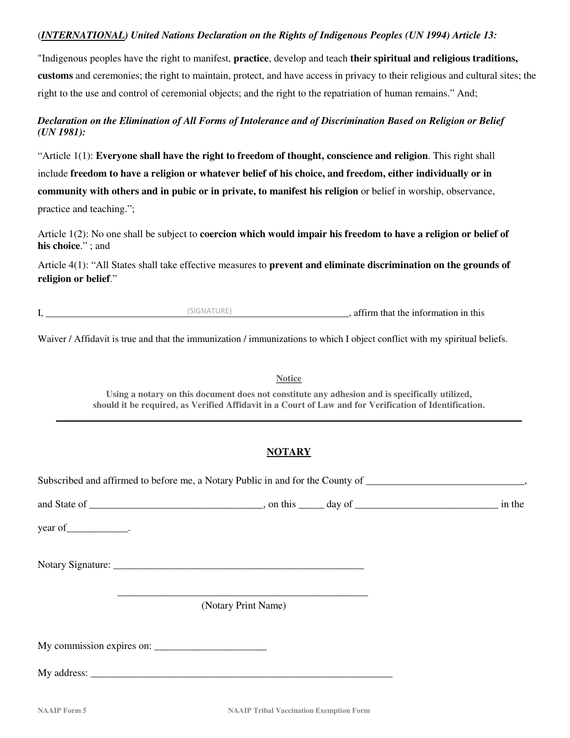(***INTERNATIONAL***) ***United Nations Declaration on the Rights of Indigenous Peoples (UN 1994) Article 13:***

"Indigenous peoples have the right to manifest, **practice**, develop and teach **their spiritual and religious traditions, customs** and ceremonies; the right to maintain, protect, and have access in privacy to their religious and cultural sites; the right to the use and control of ceremonial objects; and the right to the repatriation of human remains." And;

***Declaration on the Elimination of All Forms of Intolerance and of Discrimination Based on Religion or Belief (UN 1981):***

"Article 1(1): **Everyone shall have the right to freedom of thought, conscience and religion**. This right shall include **freedom to have a religion or whatever belief of his choice, and freedom, either individually or in community with others and in pubic or in private, to manifest his religion** or belief in worship, observance, practice and teaching.";

Article 1(2): No one shall be subject to **coercion which would impair his freedom to have a religion or belief of his choice**." ; and

Article 4(1): "All States shall take effective measures to **prevent and eliminate discrimination on the grounds of religion or belief**."

I, ______________________(SIGNATURE)______________________, affirm that the information in this Waiver / Affidavit is true and that the immunization / immunizations to which I object conflict with my spiritual beliefs.

**Notice**

**Using a notary on this document does not constitute any adhesion and is specifically utilized, should it be required, as Verified Affidavit in a Court of Law and for Verification of Identification.**

---

## NOTARY

Subscribed and affirmed to before me, a Notary Public in and for the County of ______________________________,

and State of _________________________________, on this _____ day of ___________________________ in the

year of____________.

Notary Signature: _________________________________________________

_________________________________________________
(Notary Print Name)

My commission expires on: _____________________

My address: ___________________________________________________________

NAAIP Form 5 NAAIP Tribal Vaccination Exemption Form